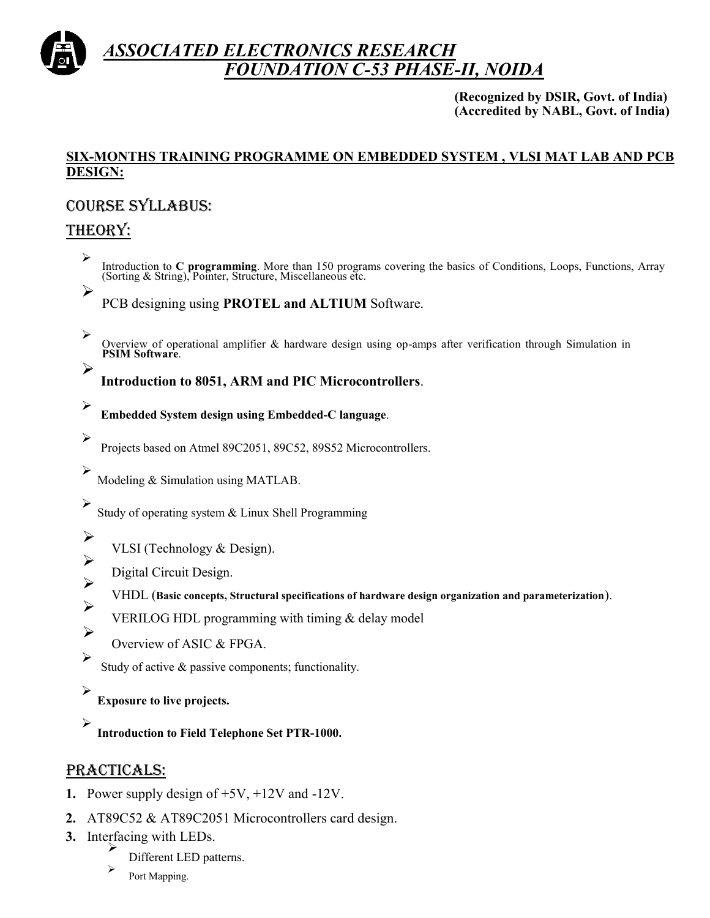# *ASSOCIATED ELECTRONICS RESEARCH FOUNDATION C-53 PHASE-II, NOIDA*

**(Recognized by DSIR, Govt. of India)**
**(Accredited by NABL, Govt. of India)**

## SIX-MONTHS TRAINING PROGRAMME ON EMBEDDED SYSTEM , VLSI MAT LAB AND PCB DESIGN:

## COURSE SYLLABUS:

## THEORY:

- Introduction to **C programming**. More than 150 programs covering the basics of Conditions, Loops, Functions, Array (Sorting & String), Pointer, Structure, Miscellaneous etc.
- PCB designing using **PROTEL and ALTIUM** Software.
- Overview of operational amplifier & hardware design using op-amps after verification through Simulation in **PSIM Software**.
- **Introduction to 8051, ARM and PIC Microcontrollers**.
- **Embedded System design using Embedded-C language**.
- Projects based on Atmel 89C2051, 89C52, 89S52 Microcontrollers.
- Modeling & Simulation using MATLAB.
- Study of operating system & Linux Shell Programming
- VLSI (Technology & Design).
- Digital Circuit Design.
- VHDL (**Basic concepts, Structural specifications of hardware design organization and parameterization**).
- VERILOG HDL programming with timing & delay model
- Overview of ASIC & FPGA.
- Study of active & passive components; functionality.
- **Exposure to live projects.**
- **Introduction to Field Telephone Set PTR-1000.**

## PRACTICALS:

1. Power supply design of +5V, +12V and -12V.
2. AT89C52 & AT89C2051 Microcontrollers card design.
3. Interfacing with LEDs.
   - Different LED patterns.
   - Port Mapping.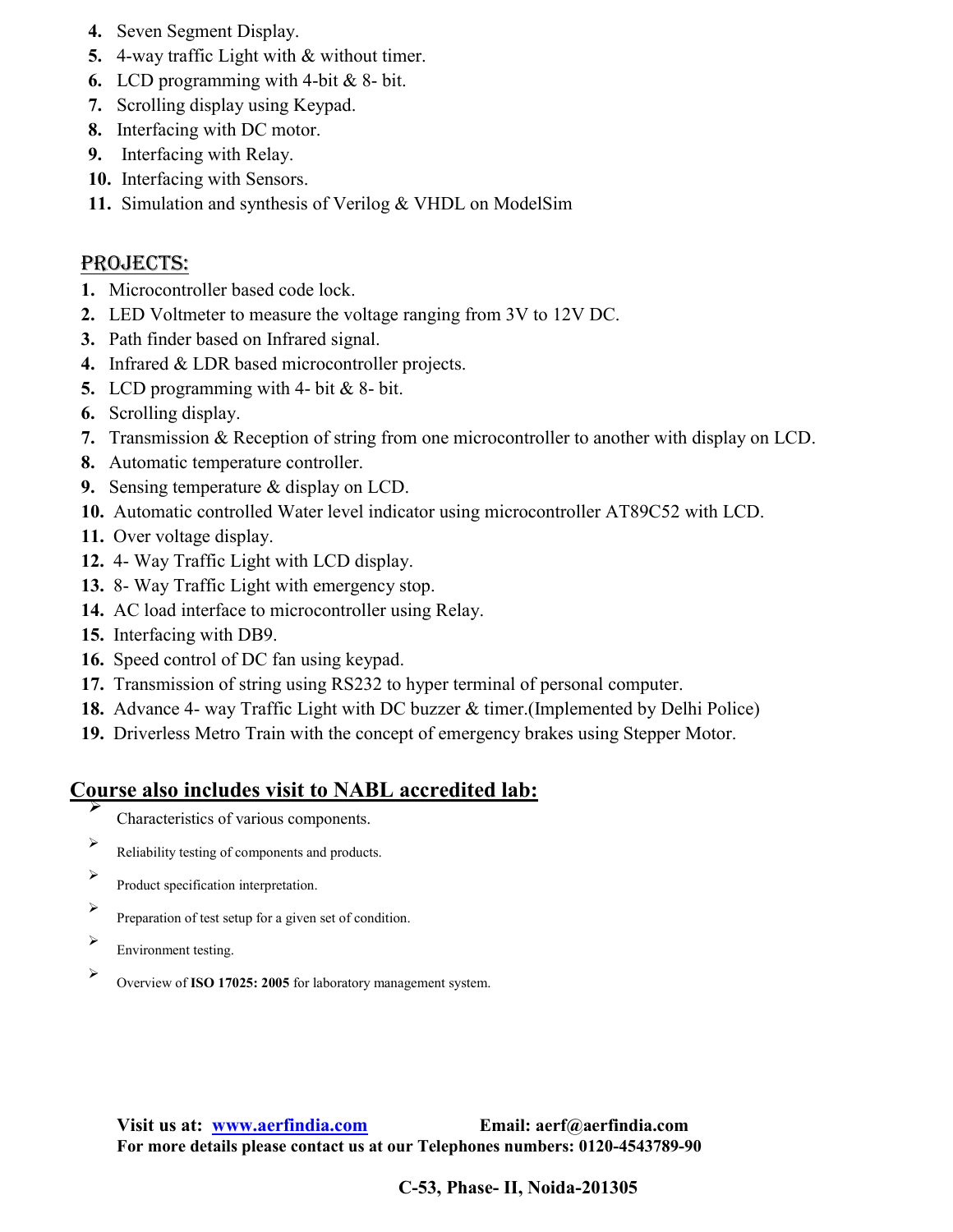4. Seven Segment Display.
5. 4-way traffic Light with & without timer.
6. LCD programming with 4-bit & 8- bit.
7. Scrolling display using Keypad.
8. Interfacing with DC motor.
9. Interfacing with Relay.
10. Interfacing with Sensors.
11. Simulation and synthesis of Verilog & VHDL on ModelSim

## PROJECTS:

1. Microcontroller based code lock.
2. LED Voltmeter to measure the voltage ranging from 3V to 12V DC.
3. Path finder based on Infrared signal.
4. Infrared & LDR based microcontroller projects.
5. LCD programming with 4- bit & 8- bit.
6. Scrolling display.
7. Transmission & Reception of string from one microcontroller to another with display on LCD.
8. Automatic temperature controller.
9. Sensing temperature & display on LCD.
10. Automatic controlled Water level indicator using microcontroller AT89C52 with LCD.
11. Over voltage display.
12. 4- Way Traffic Light with LCD display.
13. 8- Way Traffic Light with emergency stop.
14. AC load interface to microcontroller using Relay.
15. Interfacing with DB9.
16. Speed control of DC fan using keypad.
17. Transmission of string using RS232 to hyper terminal of personal computer.
18. Advance 4- way Traffic Light with DC buzzer & timer.(Implemented by Delhi Police)
19. Driverless Metro Train with the concept of emergency brakes using Stepper Motor.

## Course also includes visit to NABL accredited lab:

- Characteristics of various components.
- Reliability testing of components and products.
- Product specification interpretation.
- Preparation of test setup for a given set of condition.
- Environment testing.
- Overview of **ISO 17025: 2005** for laboratory management system.

**Visit us at: www.aerfindia.com Email: aerf@aerfindia.com**
**For more details please contact us at our Telephones numbers: 0120-4543789-90**

**C-53, Phase- II, Noida-201305**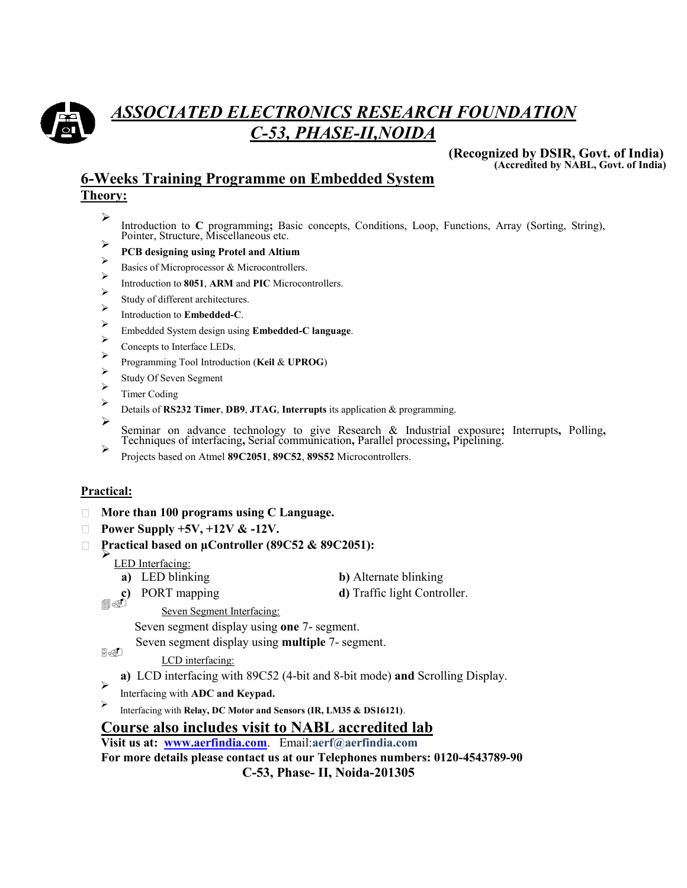# *ASSOCIATED ELECTRONICS RESEARCH FOUNDATION*
# *C-53, PHASE-II,NOIDA*

**(Recognized by DSIR, Govt. of India)**
**(Accredited by NABL, Govt. of India)**

## 6-Weeks Training Programme on Embedded System

### Theory:

- Introduction to **C** programming**;** Basic concepts, Conditions, Loop, Functions, Array (Sorting, String), Pointer, Structure, Miscellaneous etc.
- **PCB designing using Protel and Altium**
- Basics of Microprocessor & Microcontrollers.
- Introduction to **8051**, **ARM** and **PIC** Microcontrollers.
- Study of different architectures.
- Introduction to **Embedded-C**.
- Embedded System design using **Embedded-C language**.
- Concepts to Interface LEDs.
- Programming Tool Introduction (**Keil** & **UPROG**)
- Study Of Seven Segment
- Timer Coding
- Details of **RS232 Timer**, **DB9**, **JTAG**, **Interrupts** its application & programming.
- Seminar on advance technology to give Research & Industrial exposure**;** Interrupts**,** Polling**,** Techniques of interfacing**,** Serial communication**,** Parallel processing**,** Pipelining.
- Projects based on Atmel **89C2051**, **89C52**, **89S52** Microcontrollers.

### Practical:

- **More than 100 programs using C Language.**
- **Power Supply +5V, +12V & -12V.**
- **Practical based on µController (89C52 & 89C2051):**
  - LED Interfacing:
    - **a)** LED blinking
    - **b)** Alternate blinking
    - **c)** PORT mapping
    - **d)** Traffic light Controller.
  - Seven Segment Interfacing:
    - Seven segment display using **one** 7- segment.
    - Seven segment display using **multiple** 7- segment.
  - LCD interfacing:
    - **a)** LCD interfacing with 89C52 (4-bit and 8-bit mode) **and** Scrolling Display.
  - Interfacing with **ADC and Keypad.**
  - Interfacing with **Relay, DC Motor and Sensors (IR, LM35 & DS16121)**.

## Course also includes visit to NABL accredited lab

**Visit us at: www.aerfindia.com**. Email:**aerf@aerfindia.com**

**For more details please contact us at our Telephones numbers: 0120-4543789-90**

**C-53, Phase- II, Noida-201305**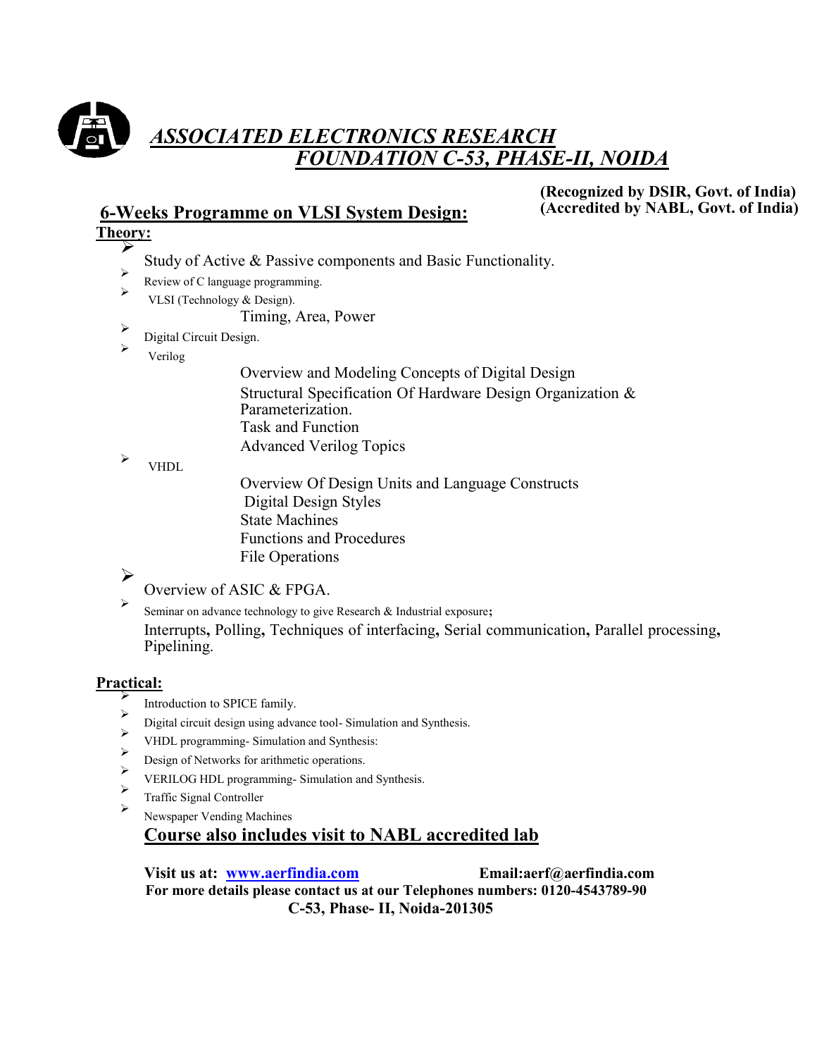# *ASSOCIATED ELECTRONICS RESEARCH FOUNDATION C-53, PHASE-II, NOIDA*

**(Recognized by DSIR, Govt. of India)**
**(Accredited by NABL, Govt. of India)**

## 6-Weeks Programme on VLSI System Design:

**Theory:**

- Study of Active & Passive components and Basic Functionality.
- Review of C language programming.
- VLSI (Technology & Design).
  - Timing, Area, Power
- Digital Circuit Design.
- Verilog
  - Overview and Modeling Concepts of Digital Design
  - Structural Specification Of Hardware Design Organization & Parameterization.
  - Task and Function
  - Advanced Verilog Topics
- VHDL
  - Overview Of Design Units and Language Constructs
  - Digital Design Styles
  - State Machines
  - Functions and Procedures
  - File Operations
- Overview of ASIC & FPGA.
- Seminar on advance technology to give Research & Industrial exposure;
  Interrupts, Polling, Techniques of interfacing, Serial communication, Parallel processing, Pipelining.

**Practical:**

- Introduction to SPICE family.
- Digital circuit design using advance tool- Simulation and Synthesis.
- VHDL programming- Simulation and Synthesis:
- Design of Networks for arithmetic operations.
- VERILOG HDL programming- Simulation and Synthesis.
- Traffic Signal Controller
- Newspaper Vending Machines

**Course also includes visit to NABL accredited lab**

**Visit us at: www.aerfindia.com** **Email:aerf@aerfindia.com**
**For more details please contact us at our Telephones numbers: 0120-4543789-90**
**C-53, Phase- II, Noida-201305**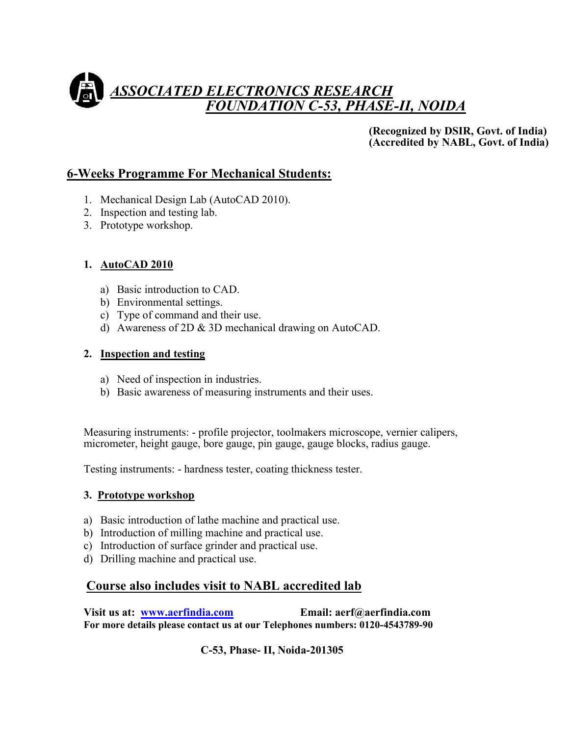# *ASSOCIATED ELECTRONICS RESEARCH FOUNDATION C-53, PHASE-II, NOIDA*

**(Recognized by DSIR, Govt. of India)**
**(Accredited by NABL, Govt. of India)**

## 6-Weeks Programme For Mechanical Students:

1. Mechanical Design Lab (AutoCAD 2010).
2. Inspection and testing lab.
3. Prototype workshop.

### 1. AutoCAD 2010

a) Basic introduction to CAD.
b) Environmental settings.
c) Type of command and their use.
d) Awareness of 2D & 3D mechanical drawing on AutoCAD.

### 2. Inspection and testing

a) Need of inspection in industries.
b) Basic awareness of measuring instruments and their uses.

Measuring instruments: - profile projector, toolmakers microscope, vernier calipers, micrometer, height gauge, bore gauge, pin gauge, gauge blocks, radius gauge.

Testing instruments: - hardness tester, coating thickness tester.

### 3. Prototype workshop

a) Basic introduction of lathe machine and practical use.
b) Introduction of milling machine and practical use.
c) Introduction of surface grinder and practical use.
d) Drilling machine and practical use.

## Course also includes visit to NABL accredited lab

**Visit us at: [www.aerfindia.com](http://www.aerfindia.com) Email: aerf@aerfindia.com**
**For more details please contact us at our Telephones numbers: 0120-4543789-90**

**C-53, Phase- II, Noida-201305**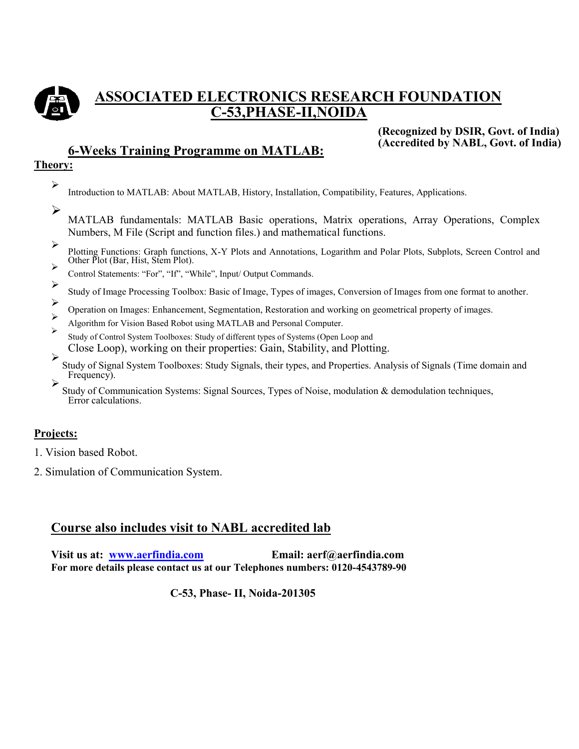# ASSOCIATED ELECTRONICS RESEARCH FOUNDATION
# C-53,PHASE-II,NOIDA

**(Recognized by DSIR, Govt. of India)**
**(Accredited by NABL, Govt. of India)**

## 6-Weeks Training Programme on MATLAB:

### Theory:

- Introduction to MATLAB: About MATLAB, History, Installation, Compatibility, Features, Applications.
- MATLAB fundamentals: MATLAB Basic operations, Matrix operations, Array Operations, Complex Numbers, M File (Script and function files.) and mathematical functions.
- Plotting Functions: Graph functions, X-Y Plots and Annotations, Logarithm and Polar Plots, Subplots, Screen Control and Other Plot (Bar, Hist, Stem Plot).
- Control Statements: "For", "If", "While", Input/ Output Commands.
- Study of Image Processing Toolbox: Basic of Image, Types of images, Conversion of Images from one format to another.
- Operation on Images: Enhancement, Segmentation, Restoration and working on geometrical property of images.
- Algorithm for Vision Based Robot using MATLAB and Personal Computer.
- Study of Control System Toolboxes: Study of different types of Systems (Open Loop and Close Loop), working on their properties: Gain, Stability, and Plotting.
- Study of Signal System Toolboxes: Study Signals, their types, and Properties. Analysis of Signals (Time domain and Frequency).
- Study of Communication Systems: Signal Sources, Types of Noise, modulation & demodulation techniques, Error calculations.

### Projects:

1. Vision based Robot.
2. Simulation of Communication System.

## Course also includes visit to NABL accredited lab

**Visit us at: [www.aerfindia.com](http://www.aerfindia.com) Email: aerf@aerfindia.com**
**For more details please contact us at our Telephones numbers: 0120-4543789-90**

**C-53, Phase- II, Noida-201305**